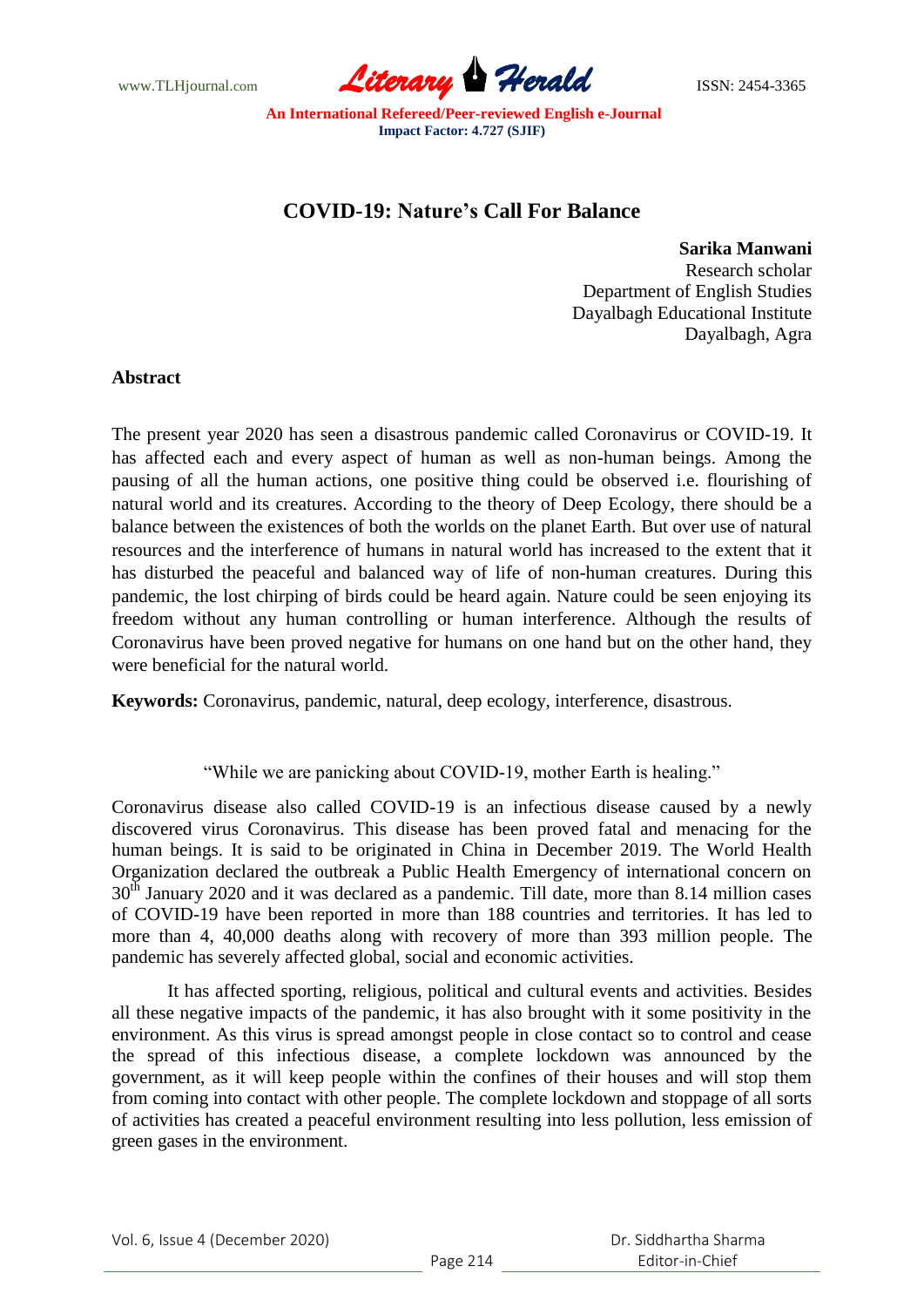# COVID-19: Nature's Call For Balance

**Sarika Manwani**
Research scholar
Department of English Studies
Dayalbagh Educational Institute
Dayalbagh, Agra

## Abstract

The present year 2020 has seen a disastrous pandemic called Coronavirus or COVID-19. It has affected each and every aspect of human as well as non-human beings. Among the pausing of all the human actions, one positive thing could be observed i.e. flourishing of natural world and its creatures. According to the theory of Deep Ecology, there should be a balance between the existences of both the worlds on the planet Earth. But over use of natural resources and the interference of humans in natural world has increased to the extent that it has disturbed the peaceful and balanced way of life of non-human creatures. During this pandemic, the lost chirping of birds could be heard again. Nature could be seen enjoying its freedom without any human controlling or human interference. Although the results of Coronavirus have been proved negative for humans on one hand but on the other hand, they were beneficial for the natural world.

**Keywords:** Coronavirus, pandemic, natural, deep ecology, interference, disastrous.

"While we are panicking about COVID-19, mother Earth is healing."

Coronavirus disease also called COVID-19 is an infectious disease caused by a newly discovered virus Coronavirus. This disease has been proved fatal and menacing for the human beings. It is said to be originated in China in December 2019. The World Health Organization declared the outbreak a Public Health Emergency of international concern on 30th January 2020 and it was declared as a pandemic. Till date, more than 8.14 million cases of COVID-19 have been reported in more than 188 countries and territories. It has led to more than 4, 40,000 deaths along with recovery of more than 393 million people. The pandemic has severely affected global, social and economic activities.

It has affected sporting, religious, political and cultural events and activities. Besides all these negative impacts of the pandemic, it has also brought with it some positivity in the environment. As this virus is spread amongst people in close contact so to control and cease the spread of this infectious disease, a complete lockdown was announced by the government, as it will keep people within the confines of their houses and will stop them from coming into contact with other people. The complete lockdown and stoppage of all sorts of activities has created a peaceful environment resulting into less pollution, less emission of green gases in the environment.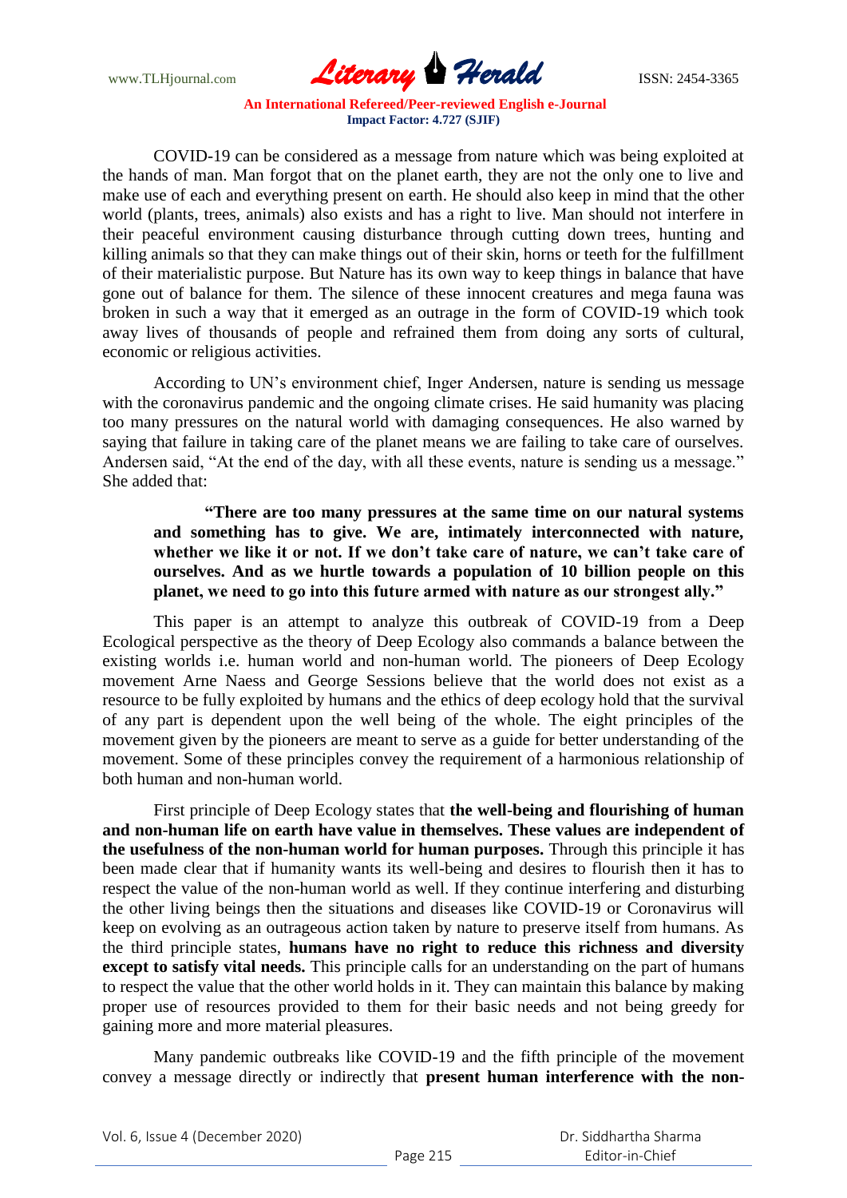COVID-19 can be considered as a message from nature which was being exploited at the hands of man. Man forgot that on the planet earth, they are not the only one to live and make use of each and everything present on earth. He should also keep in mind that the other world (plants, trees, animals) also exists and has a right to live. Man should not interfere in their peaceful environment causing disturbance through cutting down trees, hunting and killing animals so that they can make things out of their skin, horns or teeth for the fulfillment of their materialistic purpose. But Nature has its own way to keep things in balance that have gone out of balance for them. The silence of these innocent creatures and mega fauna was broken in such a way that it emerged as an outrage in the form of COVID-19 which took away lives of thousands of people and refrained them from doing any sorts of cultural, economic or religious activities.

According to UN's environment chief, Inger Andersen, nature is sending us message with the coronavirus pandemic and the ongoing climate crises. He said humanity was placing too many pressures on the natural world with damaging consequences. He also warned by saying that failure in taking care of the planet means we are failing to take care of ourselves. Andersen said, "At the end of the day, with all these events, nature is sending us a message." She added that:

> **"There are too many pressures at the same time on our natural systems and something has to give. We are, intimately interconnected with nature, whether we like it or not. If we don't take care of nature, we can't take care of ourselves. And as we hurtle towards a population of 10 billion people on this planet, we need to go into this future armed with nature as our strongest ally."**

This paper is an attempt to analyze this outbreak of COVID-19 from a Deep Ecological perspective as the theory of Deep Ecology also commands a balance between the existing worlds i.e. human world and non-human world. The pioneers of Deep Ecology movement Arne Naess and George Sessions believe that the world does not exist as a resource to be fully exploited by humans and the ethics of deep ecology hold that the survival of any part is dependent upon the well being of the whole. The eight principles of the movement given by the pioneers are meant to serve as a guide for better understanding of the movement. Some of these principles convey the requirement of a harmonious relationship of both human and non-human world.

First principle of Deep Ecology states that **the well-being and flourishing of human and non-human life on earth have value in themselves. These values are independent of the usefulness of the non-human world for human purposes.** Through this principle it has been made clear that if humanity wants its well-being and desires to flourish then it has to respect the value of the non-human world as well. If they continue interfering and disturbing the other living beings then the situations and diseases like COVID-19 or Coronavirus will keep on evolving as an outrageous action taken by nature to preserve itself from humans. As the third principle states, **humans have no right to reduce this richness and diversity except to satisfy vital needs.** This principle calls for an understanding on the part of humans to respect the value that the other world holds in it. They can maintain this balance by making proper use of resources provided to them for their basic needs and not being greedy for gaining more and more material pleasures.

Many pandemic outbreaks like COVID-19 and the fifth principle of the movement convey a message directly or indirectly that **present human interference with the non-**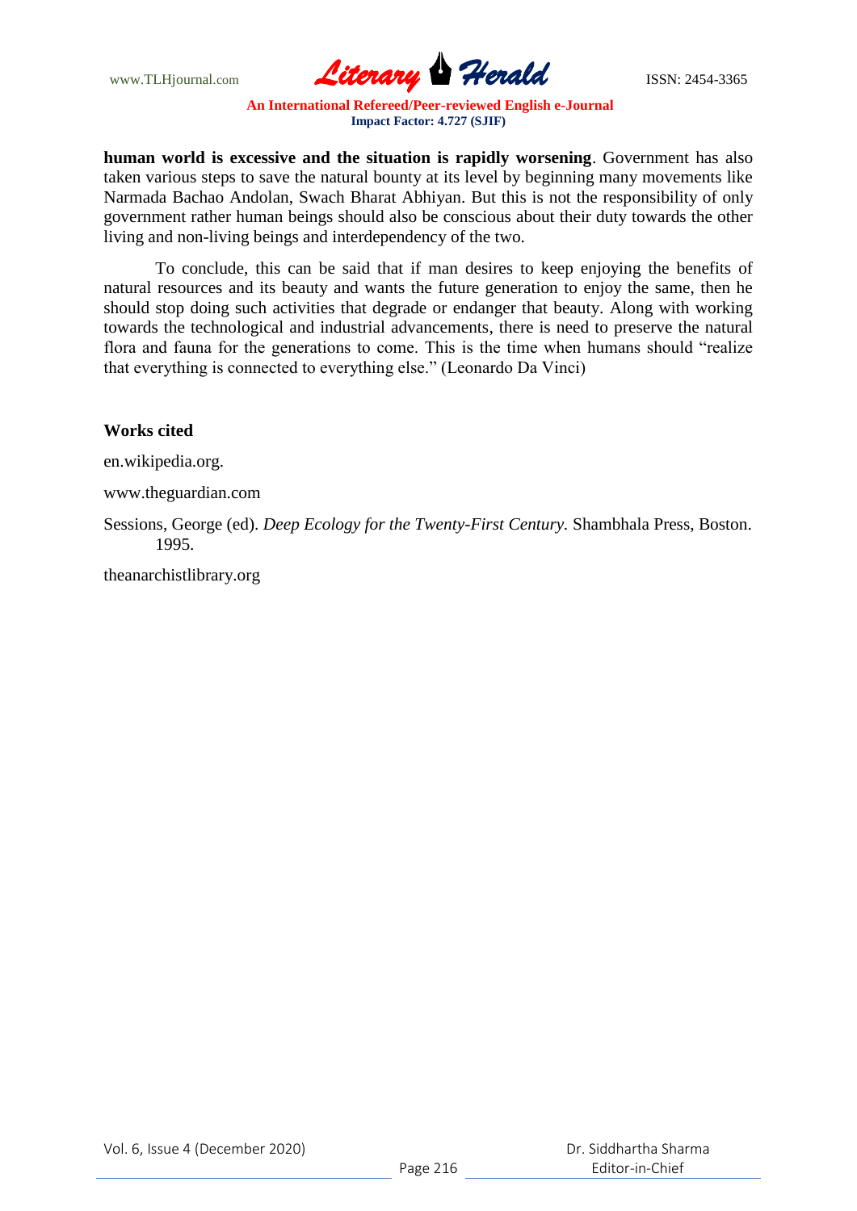**human world is excessive and the situation is rapidly worsening**. Government has also taken various steps to save the natural bounty at its level by beginning many movements like Narmada Bachao Andolan, Swach Bharat Abhiyan. But this is not the responsibility of only government rather human beings should also be conscious about their duty towards the other living and non-living beings and interdependency of the two.

To conclude, this can be said that if man desires to keep enjoying the benefits of natural resources and its beauty and wants the future generation to enjoy the same, then he should stop doing such activities that degrade or endanger that beauty. Along with working towards the technological and industrial advancements, there is need to preserve the natural flora and fauna for the generations to come. This is the time when humans should "realize that everything is connected to everything else." (Leonardo Da Vinci)

**Works cited**

en.wikipedia.org.

www.theguardian.com

Sessions, George (ed). *Deep Ecology for the Twenty-First Century.* Shambhala Press, Boston. 1995.

theanarchistlibrary.org